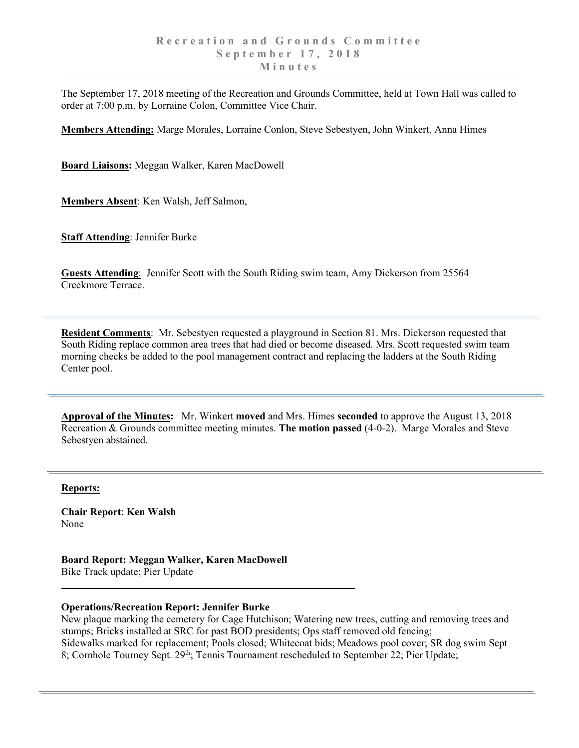# Recreation and Grounds Committee
## September 17, 2018
## Minutes

The September 17, 2018 meeting of the Recreation and Grounds Committee, held at Town Hall was called to order at 7:00 p.m. by Lorraine Colon, Committee Vice Chair.

**Members Attending:** Marge Morales, Lorraine Conlon, Steve Sebestyen, John Winkert, Anna Himes

**Board Liaisons:** Meggan Walker, Karen MacDowell

**Members Absent**: Ken Walsh, Jeff Salmon,

**Staff Attending**: Jennifer Burke

**Guests Attending**: Jennifer Scott with the South Riding swim team, Amy Dickerson from 25564 Creekmore Terrace.

---

**Resident Comments**: Mr. Sebestyen requested a playground in Section 81. Mrs. Dickerson requested that South Riding replace common area trees that had died or become diseased. Mrs. Scott requested swim team morning checks be added to the pool management contract and replacing the ladders at the South Riding Center pool.

---

**Approval of the Minutes:** Mr. Winkert **moved** and Mrs. Himes **seconded** to approve the August 13, 2018 Recreation & Grounds committee meeting minutes. **The motion passed** (4-0-2). Marge Morales and Steve Sebestyen abstained.

---

**Reports:**

**Chair Report**: **Ken Walsh**
None

**Board Report: Meggan Walker, Karen MacDowell**
Bike Track update; Pier Update

---

**Operations/Recreation Report: Jennifer Burke**
New plaque marking the cemetery for Cage Hutchison; Watering new trees, cutting and removing trees and stumps; Bricks installed at SRC for past BOD presidents; Ops staff removed old fencing;
Sidewalks marked for replacement; Pools closed; Whitecoat bids; Meadows pool cover; SR dog swim Sept 8; Cornhole Tourney Sept. 29th; Tennis Tournament rescheduled to September 22; Pier Update;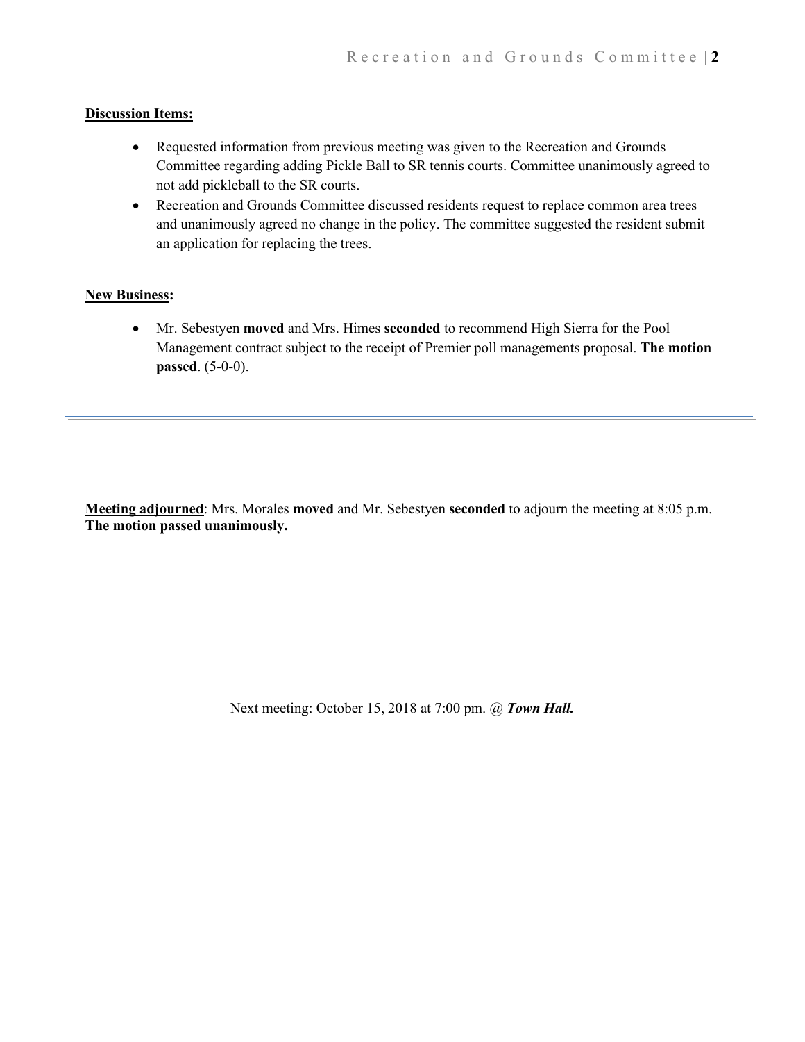**<u>Discussion Items:</u>**

- Requested information from previous meeting was given to the Recreation and Grounds Committee regarding adding Pickle Ball to SR tennis courts. Committee unanimously agreed to not add pickleball to the SR courts.
- Recreation and Grounds Committee discussed residents request to replace common area trees and unanimously agreed no change in the policy. The committee suggested the resident submit an application for replacing the trees.

**<u>New Business</u>:**

- Mr. Sebestyen **moved** and Mrs. Himes **seconded** to recommend High Sierra for the Pool Management contract subject to the receipt of Premier poll managements proposal. **The motion passed**. (5-0-0).

---

**<u>Meeting adjourned</u>**: Mrs. Morales **moved** and Mr. Sebestyen **seconded** to adjourn the meeting at 8:05 p.m. **The motion passed unanimously.**

Next meeting: October 15, 2018 at 7:00 pm. @ ***Town Hall.***